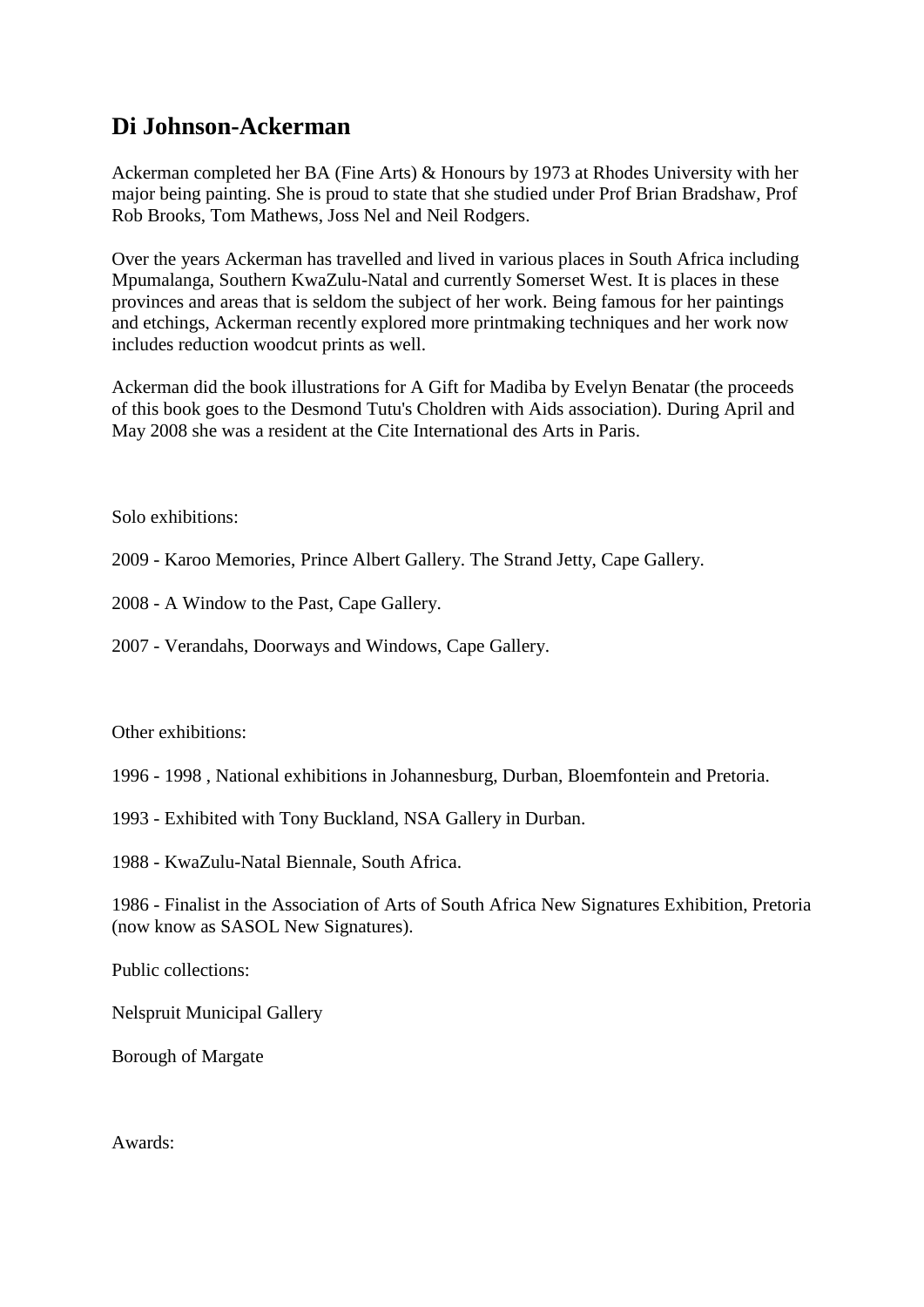# Di Johnson-Ackerman

Ackerman completed her BA (Fine Arts) & Honours by 1973 at Rhodes University with her major being painting. She is proud to state that she studied under Prof Brian Bradshaw, Prof Rob Brooks, Tom Mathews, Joss Nel and Neil Rodgers.

Over the years Ackerman has travelled and lived in various places in South Africa including Mpumalanga, Southern KwaZulu-Natal and currently Somerset West. It is places in these provinces and areas that is seldom the subject of her work. Being famous for her paintings and etchings, Ackerman recently explored more printmaking techniques and her work now includes reduction woodcut prints as well.

Ackerman did the book illustrations for A Gift for Madiba by Evelyn Benatar (the proceeds of this book goes to the Desmond Tutu's Choldren with Aids association). During April and May 2008 she was a resident at the Cite International des Arts in Paris.

Solo exhibitions:

2009 - Karoo Memories, Prince Albert Gallery. The Strand Jetty, Cape Gallery.

2008 - A Window to the Past, Cape Gallery.

2007 - Verandahs, Doorways and Windows, Cape Gallery.

Other exhibitions:

1996 - 1998 , National exhibitions in Johannesburg, Durban, Bloemfontein and Pretoria.

1993 - Exhibited with Tony Buckland, NSA Gallery in Durban.

1988 - KwaZulu-Natal Biennale, South Africa.

1986 - Finalist in the Association of Arts of South Africa New Signatures Exhibition, Pretoria (now know as SASOL New Signatures).

Public collections:

Nelspruit Municipal Gallery

Borough of Margate

Awards: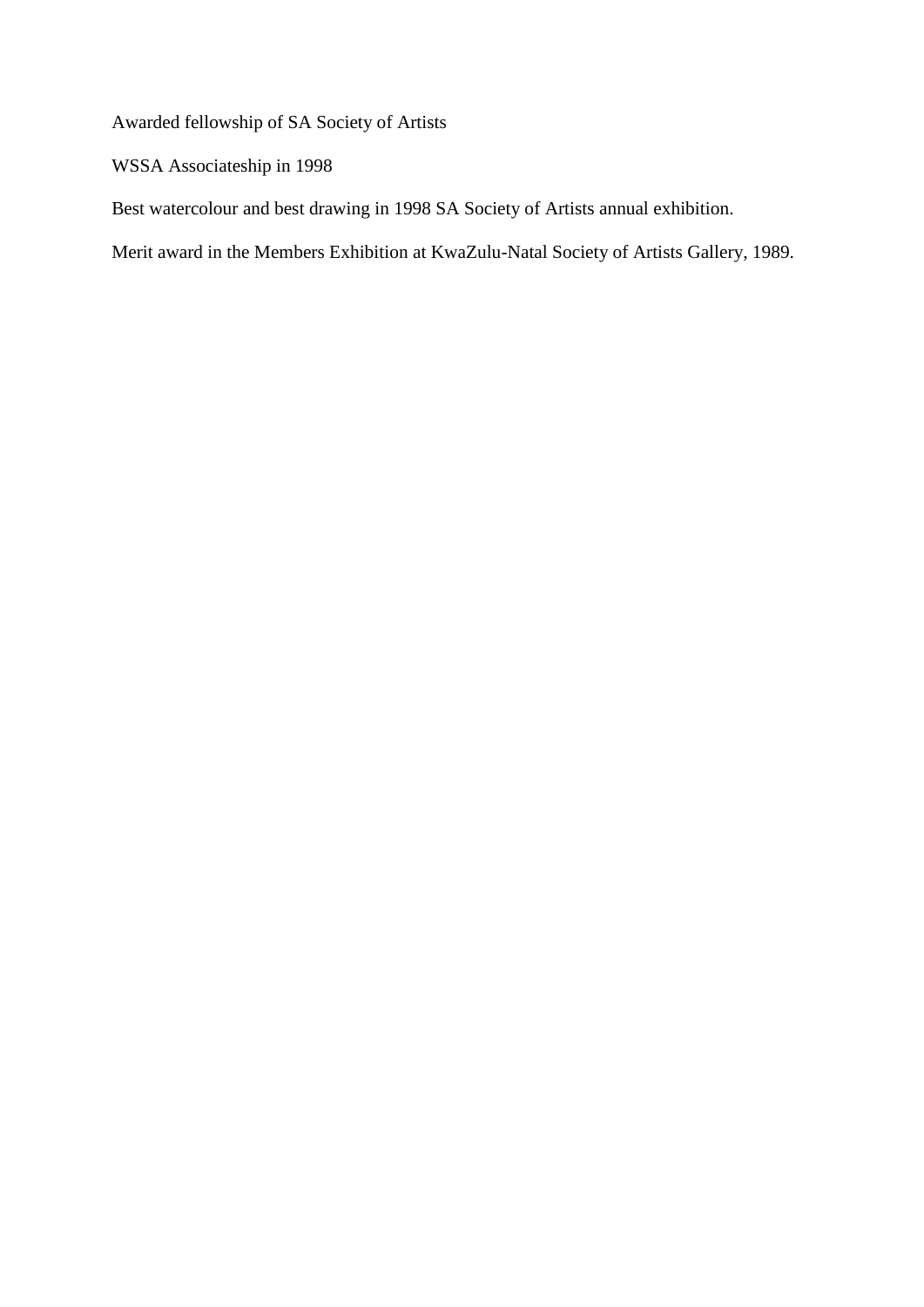Awarded fellowship of SA Society of Artists

WSSA Associateship in 1998

Best watercolour and best drawing in 1998 SA Society of Artists annual exhibition.

Merit award in the Members Exhibition at KwaZulu-Natal Society of Artists Gallery, 1989.